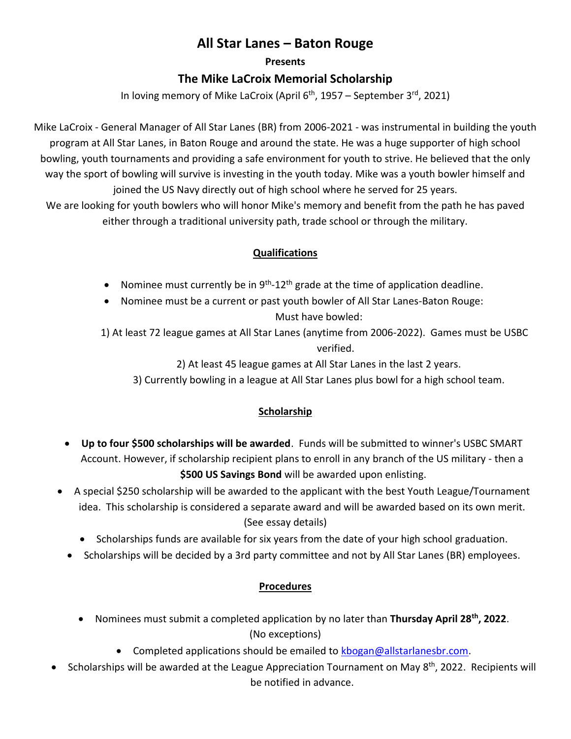# All Star Lanes – Baton Rouge

**Presents**

## The Mike LaCroix Memorial Scholarship

In loving memory of Mike LaCroix (April 6th, 1957 – September 3rd, 2021)

Mike LaCroix - General Manager of All Star Lanes (BR) from 2006-2021 - was instrumental in building the youth program at All Star Lanes, in Baton Rouge and around the state. He was a huge supporter of high school bowling, youth tournaments and providing a safe environment for youth to strive. He believed that the only way the sport of bowling will survive is investing in the youth today. Mike was a youth bowler himself and joined the US Navy directly out of high school where he served for 25 years.

We are looking for youth bowlers who will honor Mike's memory and benefit from the path he has paved either through a traditional university path, trade school or through the military.

### Qualifications

- Nominee must currently be in 9th-12th grade at the time of application deadline.
- Nominee must be a current or past youth bowler of All Star Lanes-Baton Rouge:

Must have bowled:

1) At least 72 league games at All Star Lanes (anytime from 2006-2022). Games must be USBC verified.
2) At least 45 league games at All Star Lanes in the last 2 years.
3) Currently bowling in a league at All Star Lanes plus bowl for a high school team.

### Scholarship

- **Up to four $500 scholarships will be awarded**. Funds will be submitted to winner's USBC SMART Account. However, if scholarship recipient plans to enroll in any branch of the US military - then a **$500 US Savings Bond** will be awarded upon enlisting.
- A special $250 scholarship will be awarded to the applicant with the best Youth League/Tournament idea. This scholarship is considered a separate award and will be awarded based on its own merit. (See essay details)
- Scholarships funds are available for six years from the date of your high school graduation.
- Scholarships will be decided by a 3rd party committee and not by All Star Lanes (BR) employees.

### Procedures

- Nominees must submit a completed application by no later than **Thursday April 28th, 2022**. (No exceptions)
- Completed applications should be emailed to kbogan@allstarlanesbr.com.
- Scholarships will be awarded at the League Appreciation Tournament on May 8th, 2022. Recipients will be notified in advance.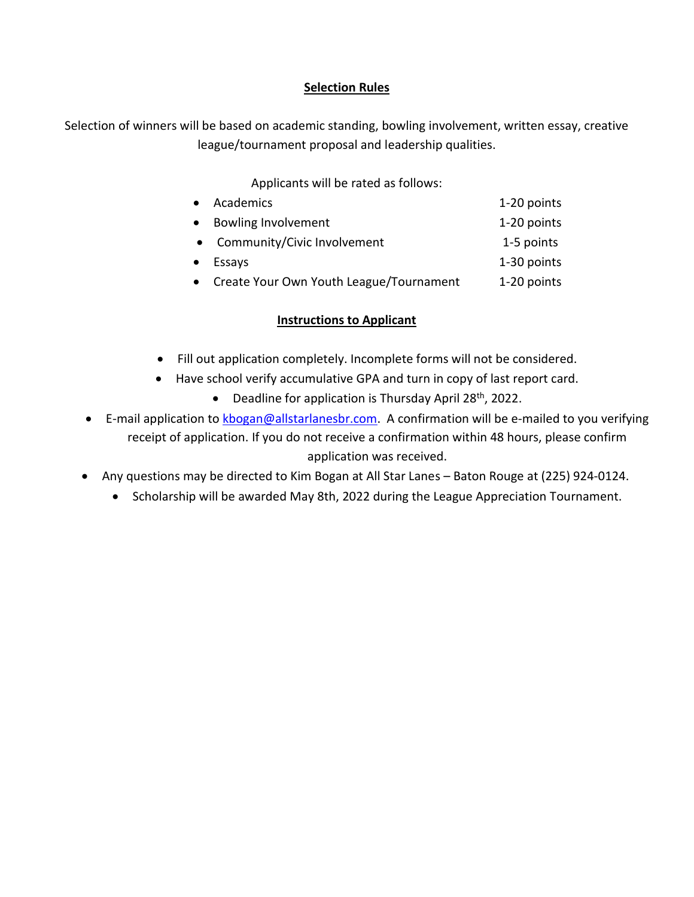## Selection Rules

Selection of winners will be based on academic standing, bowling involvement, written essay, creative league/tournament proposal and leadership qualities.

Applicants will be rated as follows:

- Academics — 1-20 points
- Bowling Involvement — 1-20 points
- Community/Civic Involvement — 1-5 points
- Essays — 1-30 points
- Create Your Own Youth League/Tournament — 1-20 points

## Instructions to Applicant

- Fill out application completely. Incomplete forms will not be considered.
- Have school verify accumulative GPA and turn in copy of last report card.
- Deadline for application is Thursday April 28th, 2022.
- E-mail application to kbogan@allstarlanesbr.com. A confirmation will be e-mailed to you verifying receipt of application. If you do not receive a confirmation within 48 hours, please confirm application was received.
- Any questions may be directed to Kim Bogan at All Star Lanes – Baton Rouge at (225) 924-0124.
- Scholarship will be awarded May 8th, 2022 during the League Appreciation Tournament.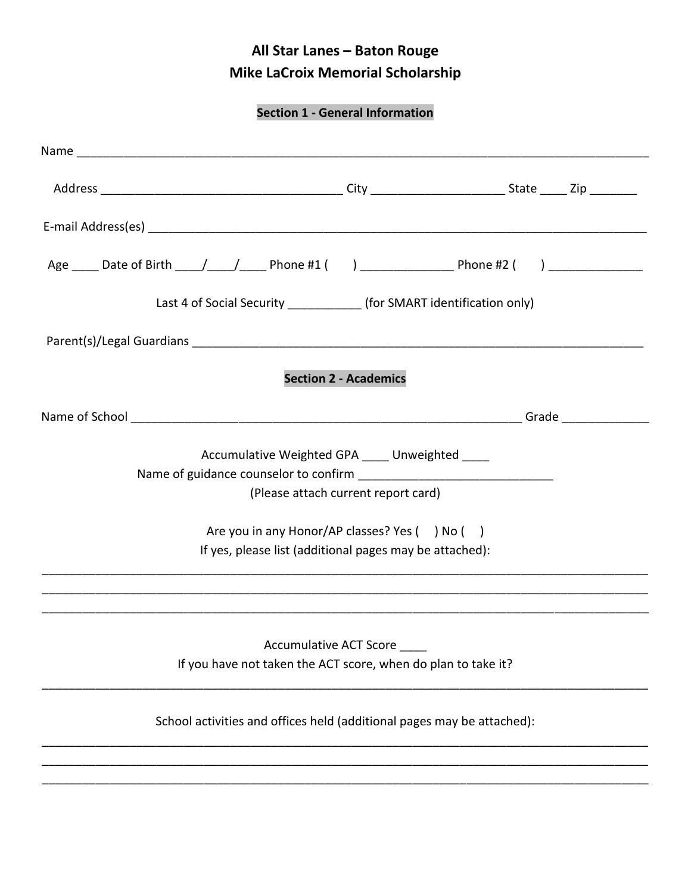# All Star Lanes – Baton Rouge
# Mike LaCroix Memorial Scholarship

## Section 1 - General Information

Name ___________________________________________________________________________________

Address ____________________________________ City ___________________ State ____ Zip _______

E-mail Address(es) ______________________________________________________________________

Age ____ Date of Birth ____/____/____ Phone #1 (     ) ______________ Phone #2 (     ) ______________

Last 4 of Social Security ___________ (for SMART identification only)

Parent(s)/Legal Guardians ________________________________________________________________

## Section 2 - Academics

Name of School ____________________________________________________________ Grade _____________

Accumulative Weighted GPA ____ Unweighted ____
Name of guidance counselor to confirm _____________________________
(Please attach current report card)

Are you in any Honor/AP classes? Yes (   ) No (   )
If yes, please list (additional pages may be attached):

_____________________________________________________________________________________________
_____________________________________________________________________________________________
_____________________________________________________________________________________________

Accumulative ACT Score ____
If you have not taken the ACT score, when do plan to take it?

_____________________________________________________________________________________________

School activities and offices held (additional pages may be attached):

_____________________________________________________________________________________________
_____________________________________________________________________________________________
_____________________________________________________________________________________________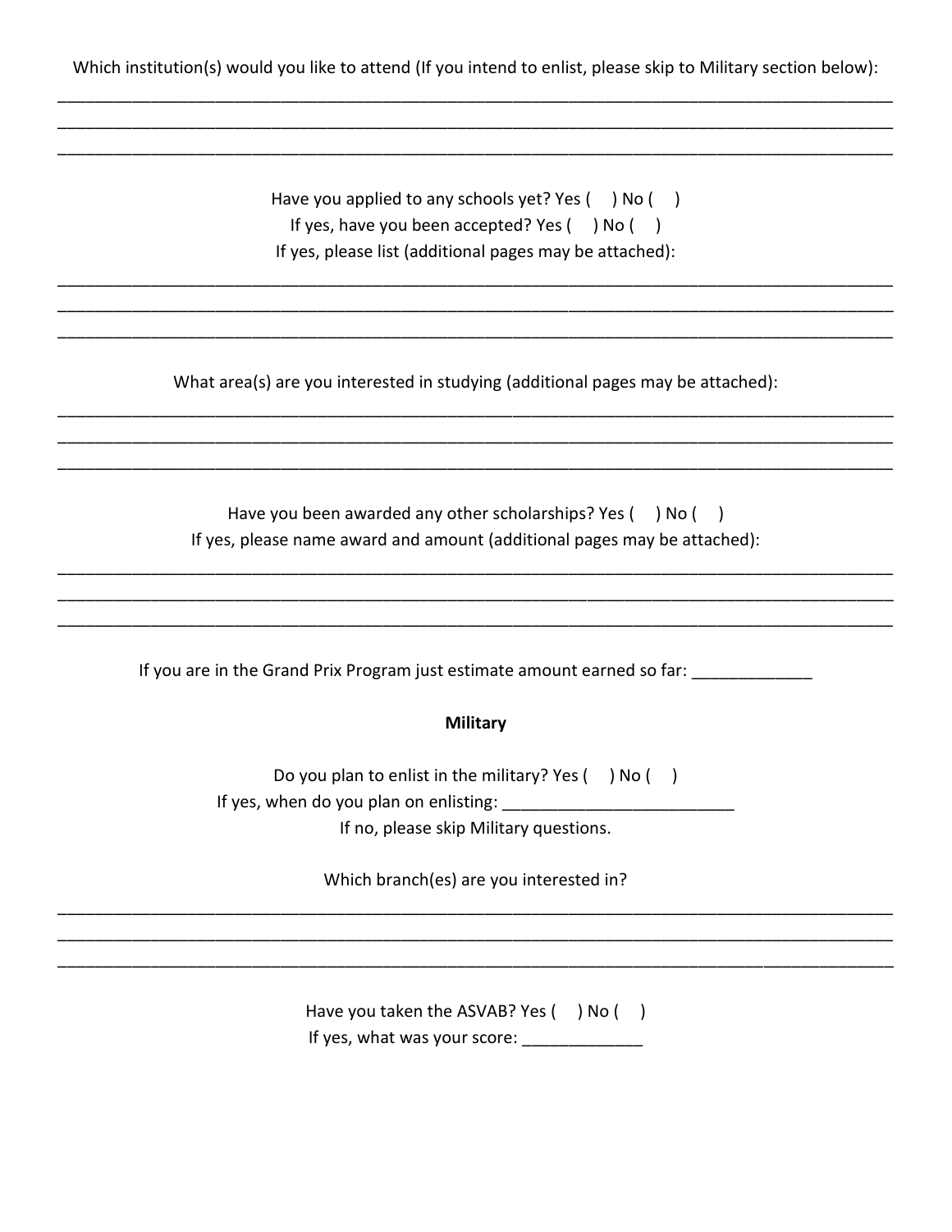Which institution(s) would you like to attend (If you intend to enlist, please skip to Military section below):

______________________________________________________________________________________
______________________________________________________________________________________
______________________________________________________________________________________

Have you applied to any schools yet? Yes (  ) No (  )

If yes, have you been accepted? Yes (  ) No (  )

If yes, please list (additional pages may be attached):

______________________________________________________________________________________
______________________________________________________________________________________
______________________________________________________________________________________

What area(s) are you interested in studying (additional pages may be attached):

______________________________________________________________________________________
______________________________________________________________________________________
______________________________________________________________________________________

Have you been awarded any other scholarships? Yes (  ) No (  )

If yes, please name award and amount (additional pages may be attached):

______________________________________________________________________________________
______________________________________________________________________________________
______________________________________________________________________________________

If you are in the Grand Prix Program just estimate amount earned so far: _____________

**Military**

Do you plan to enlist in the military? Yes (  ) No (  )

If yes, when do you plan on enlisting: _________________________

If no, please skip Military questions.

Which branch(es) are you interested in?

______________________________________________________________________________________
______________________________________________________________________________________
______________________________________________________________________________________

Have you taken the ASVAB? Yes (  ) No (  )

If yes, what was your score: _____________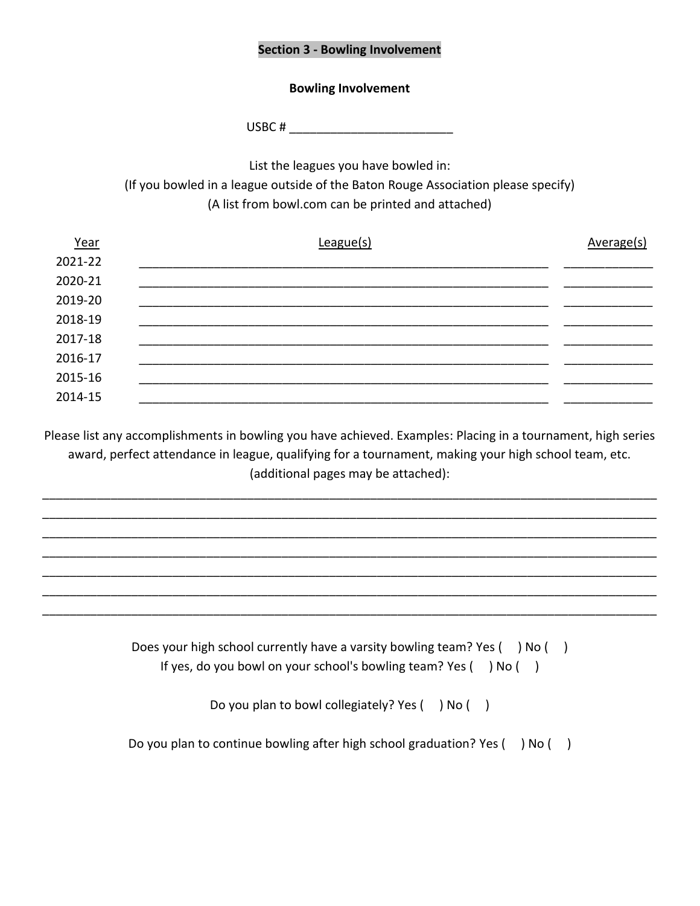## Section 3 - Bowling Involvement

### Bowling Involvement

USBC # ________________________

List the leagues you have bowled in:
(If you bowled in a league outside of the Baton Rouge Association please specify)
(A list from bowl.com can be printed and attached)

| Year | League(s) | Average(s) |
|---|---|---|
| 2021-22 | ____________________________________________________________ | _____________ |
| 2020-21 | ____________________________________________________________ | _____________ |
| 2019-20 | ____________________________________________________________ | _____________ |
| 2018-19 | ____________________________________________________________ | _____________ |
| 2017-18 | ____________________________________________________________ | _____________ |
| 2016-17 | ____________________________________________________________ | _____________ |
| 2015-16 | ____________________________________________________________ | _____________ |
| 2014-15 | ____________________________________________________________ | _____________ |

Please list any accomplishments in bowling you have achieved. Examples: Placing in a tournament, high series award, perfect attendance in league, qualifying for a tournament, making your high school team, etc. (additional pages may be attached):

__________________________________________________________________________________________

__________________________________________________________________________________________

__________________________________________________________________________________________

__________________________________________________________________________________________

__________________________________________________________________________________________

__________________________________________________________________________________________

__________________________________________________________________________________________

Does your high school currently have a varsity bowling team? Yes (   ) No (   )
If yes, do you bowl on your school's bowling team? Yes (   ) No (   )

Do you plan to bowl collegiately? Yes (   ) No (   )

Do you plan to continue bowling after high school graduation? Yes (   ) No (   )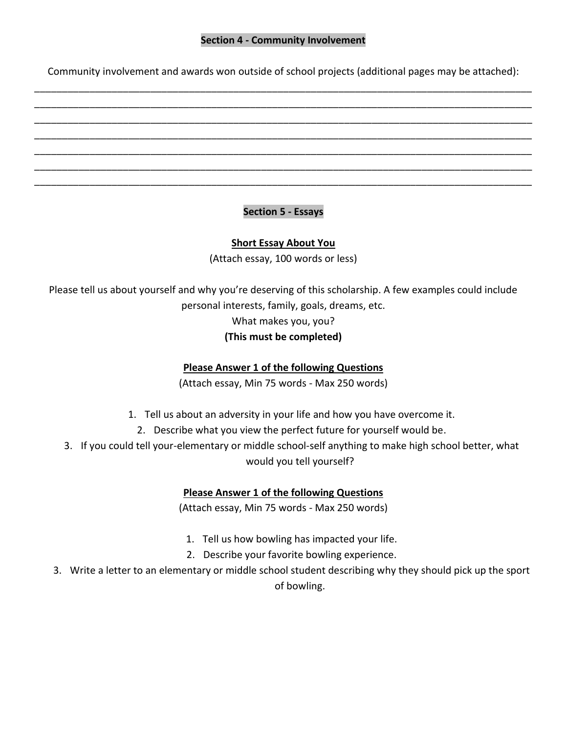## Section 4 - Community Involvement

Community involvement and awards won outside of school projects (additional pages may be attached):

_______________________________________________________________________________

_______________________________________________________________________________

_______________________________________________________________________________

_______________________________________________________________________________

_______________________________________________________________________________

_______________________________________________________________________________

_______________________________________________________________________________

## Section 5 - Essays

### Short Essay About You

(Attach essay, 100 words or less)

Please tell us about yourself and why you're deserving of this scholarship. A few examples could include personal interests, family, goals, dreams, etc.
What makes you, you?
**(This must be completed)**

### Please Answer 1 of the following Questions

(Attach essay, Min 75 words - Max 250 words)

1. Tell us about an adversity in your life and how you have overcome it.
2. Describe what you view the perfect future for yourself would be.
3. If you could tell your-elementary or middle school-self anything to make high school better, what would you tell yourself?

### Please Answer 1 of the following Questions

(Attach essay, Min 75 words - Max 250 words)

1. Tell us how bowling has impacted your life.
2. Describe your favorite bowling experience.
3. Write a letter to an elementary or middle school student describing why they should pick up the sport of bowling.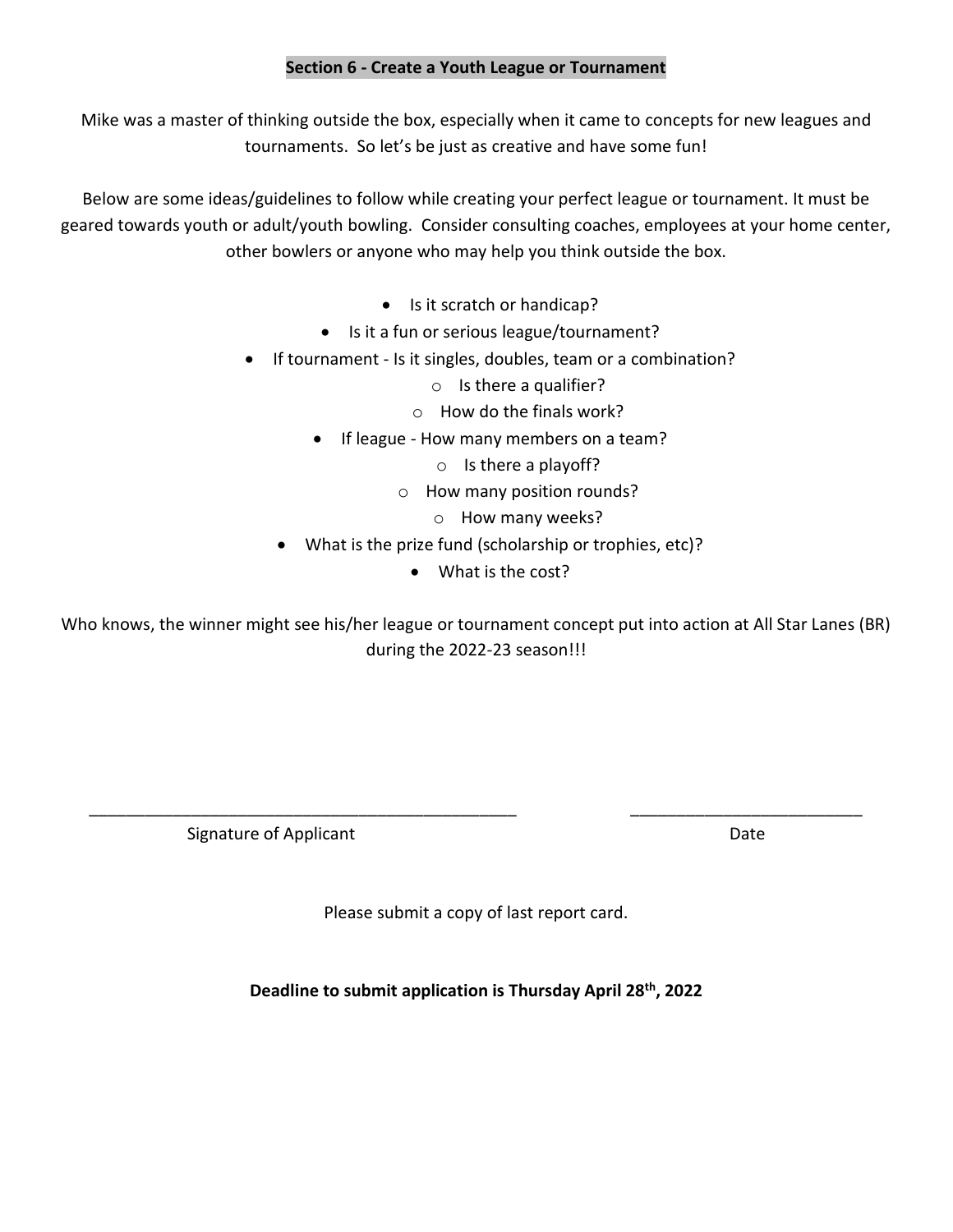## Section 6 - Create a Youth League or Tournament

Mike was a master of thinking outside the box, especially when it came to concepts for new leagues and tournaments. So let's be just as creative and have some fun!

Below are some ideas/guidelines to follow while creating your perfect league or tournament. It must be geared towards youth or adult/youth bowling. Consider consulting coaches, employees at your home center, other bowlers or anyone who may help you think outside the box.

- Is it scratch or handicap?
- Is it a fun or serious league/tournament?
- If tournament - Is it singles, doubles, team or a combination?
  - Is there a qualifier?
  - How do the finals work?
- If league - How many members on a team?
  - Is there a playoff?
  - How many position rounds?
  - How many weeks?
- What is the prize fund (scholarship or trophies, etc)?
- What is the cost?

Who knows, the winner might see his/her league or tournament concept put into action at All Star Lanes (BR) during the 2022-23 season!!!

\_\_\_\_\_\_\_\_\_\_\_\_\_\_\_\_\_\_\_\_\_\_\_\_\_\_\_\_\_\_\_\_\_\_\_\_\_\_\_\_ Signature of Applicant

\_\_\_\_\_\_\_\_\_\_\_\_\_\_\_\_\_\_\_\_\_\_\_ Date

Please submit a copy of last report card.

**Deadline to submit application is Thursday April 28th, 2022**